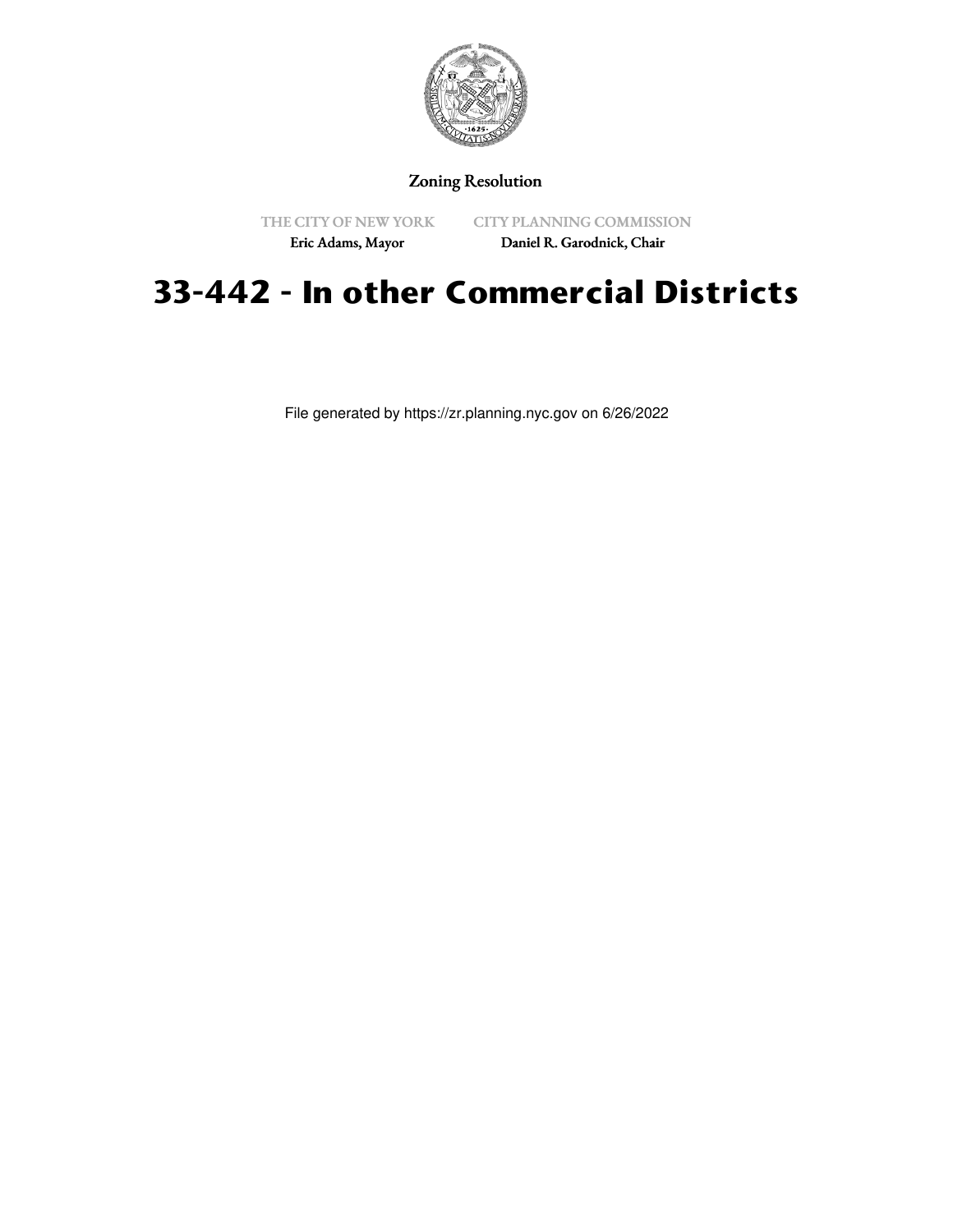Zoning Resolution

THE CITY OF NEW YORK
Eric Adams, Mayor

CITY PLANNING COMMISSION
Daniel R. Garodnick, Chair

# 33-442 - In other Commercial Districts

File generated by https://zr.planning.nyc.gov on 6/26/2022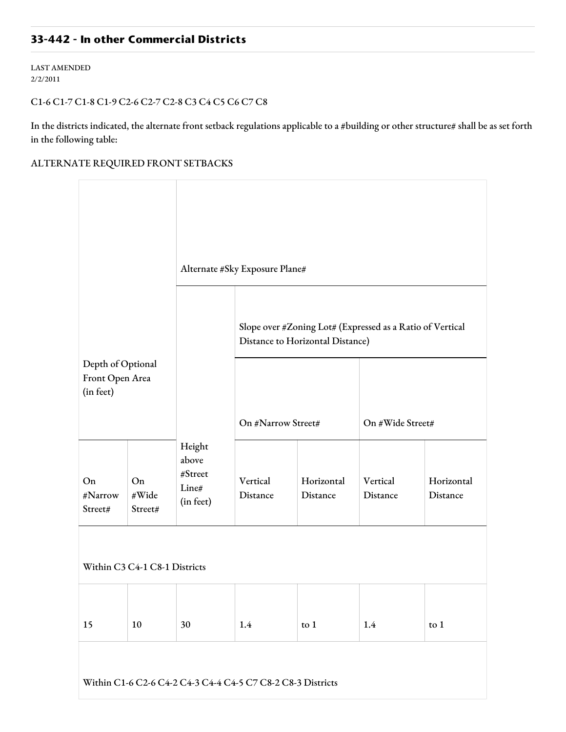## 33-442 - In other Commercial Districts

LAST AMENDED
2/2/2011

C1-6 C1-7 C1-8 C1-9 C2-6 C2-7 C2-8 C3 C4 C5 C6 C7 C8

In the districts indicated, the alternate front setback regulations applicable to a #building or other structure# shall be as set forth in the following table:

ALTERNATE REQUIRED FRONT SETBACKS

| Depth of Optional Front Open Area (in feet) | | Alternate #Sky Exposure Plane# | | | | |
|---|---|---|---|---|---|---|
| | | | Slope over #Zoning Lot# (Expressed as a Ratio of Vertical Distance to Horizontal Distance) | | | |
| | | | On #Narrow Street# | | On #Wide Street# | |
| On #Narrow Street# | On #Wide Street# | Height above #Street Line# (in feet) | Vertical Distance | Horizontal Distance | Vertical Distance | Horizontal Distance |
| Within C3 C4-1 C8-1 Districts | | | | | | |
| 15 | 10 | 30 | 1.4 | to 1 | 1.4 | to 1 |
| Within C1-6 C2-6 C4-2 C4-3 C4-4 C4-5 C7 C8-2 C8-3 Districts | | | | | | |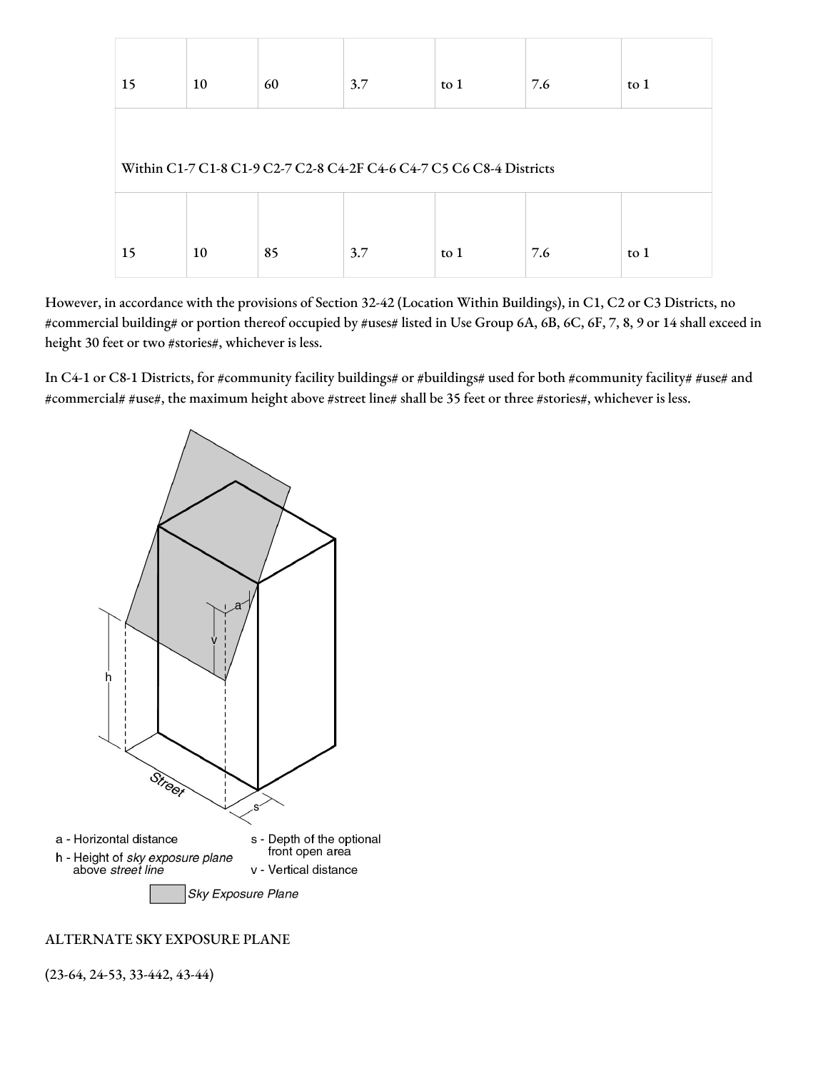| | | | | | | |
|---|---|---|---|---|---|---|
| 15 | 10 | 60 | 3.7 | to 1 | 7.6 | to 1 |
| Within C1-7 C1-8 C1-9 C2-7 C2-8 C4-2F C4-6 C4-7 C5 C6 C8-4 Districts | | | | | | |
| 15 | 10 | 85 | 3.7 | to 1 | 7.6 | to 1 |

However, in accordance with the provisions of Section 32-42 (Location Within Buildings), in C1, C2 or C3 Districts, no #commercial building# or portion thereof occupied by #uses# listed in Use Group 6A, 6B, 6C, 6F, 7, 8, 9 or 14 shall exceed in height 30 feet or two #stories#, whichever is less.

In C4-1 or C8-1 Districts, for #community facility buildings# or #buildings# used for both #community facility# #use# and #commercial# #use#, the maximum height above #street line# shall be 35 feet or three #stories#, whichever is less.

a
v
h
Street
s

a - Horizontal distance
h - Height of *sky exposure plane* above *street line*
s - Depth of the optional front open area
v - Vertical distance
*Sky Exposure Plane*

ALTERNATE SKY EXPOSURE PLANE

(23-64, 24-53, 33-442, 43-44)